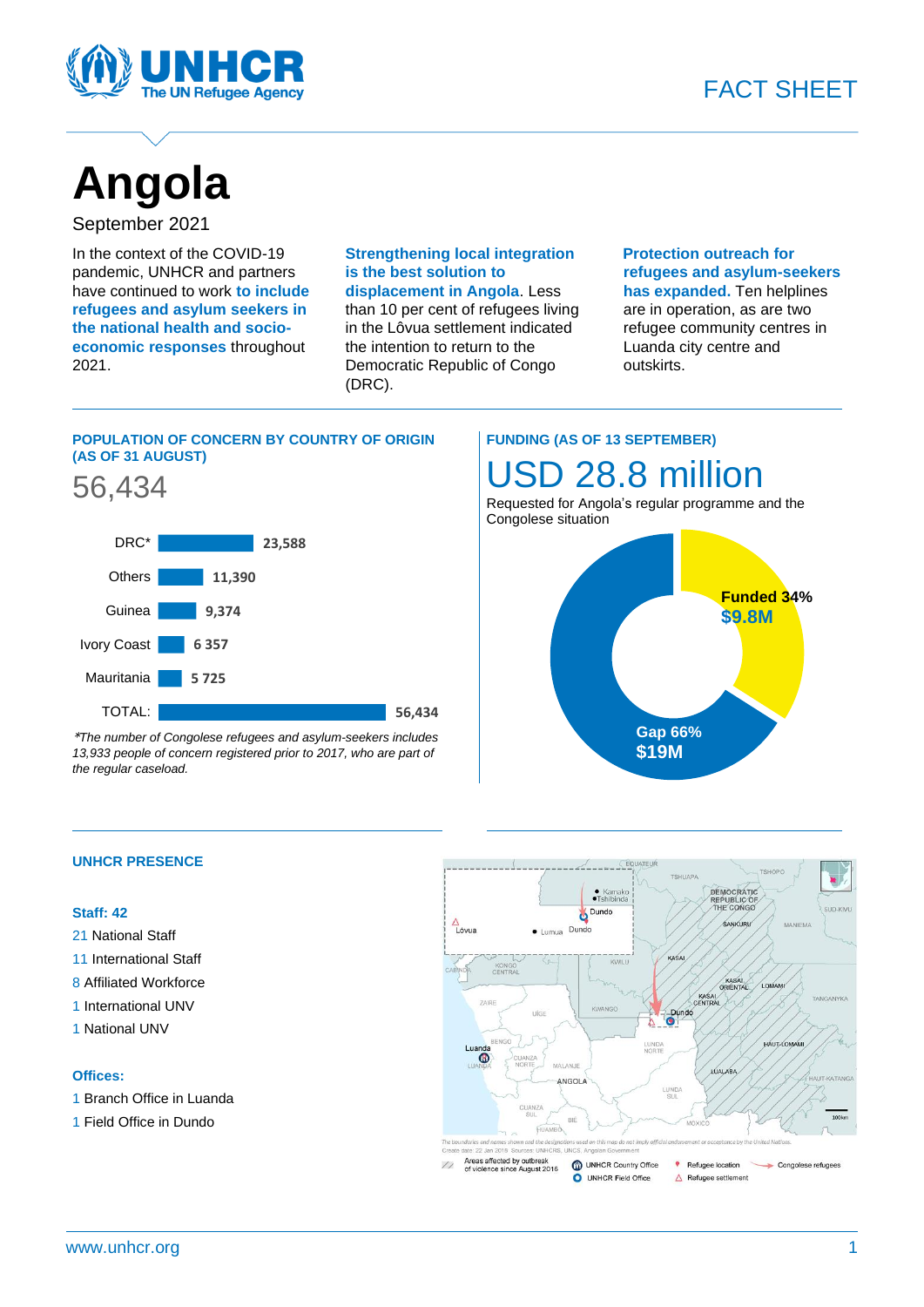FACT SHEET

# Angola

September 2021

In the context of the COVID-19 pandemic, UNHCR and partners have continued to work **to include refugees and asylum seekers in the national health and socio-economic responses** throughout 2021.

**Strengthening local integration is the best solution to displacement in Angola**. Less than 10 per cent of refugees living in the Lôvua settlement indicated the intention to return to the Democratic Republic of Congo (DRC).

**Protection outreach for refugees and asylum-seekers has expanded.** Ten helplines are in operation, as are two refugee community centres in Luanda city centre and outskirts.

## POPULATION OF CONCERN BY COUNTRY OF ORIGIN (AS OF 31 AUGUST)

56,434

| Country | Population |
|---|---|
| DRC* | 23,588 |
| Others | 11,390 |
| Guinea | 9,374 |
| Ivory Coast | 6 357 |
| Mauritania | 5 725 |
| TOTAL: | 56,434 |

*\*The number of Congolese refugees and asylum-seekers includes 13,933 people of concern registered prior to 2017, who are part of the regular caseload.*

## FUNDING (AS OF 13 SEPTEMBER)

USD 28.8 million

Requested for Angola's regular programme and the Congolese situation

- Funded 34% $9.8M
- Gap 66% $19M

## UNHCR PRESENCE

**Staff: 42**

- 21 National Staff
- 11 International Staff
- 8 Affiliated Workforce
- 1 International UNV
- 1 National UNV

**Offices:**

- 1 Branch Office in Luanda
- 1 Field Office in Dundo

The boundaries and names shown and the designations used on this map do not imply official endorsement or acceptance by the United Nations.
Create date: 22 Jan 2019 Sources: UNHCRS, UNCS, Angolan Government

Areas affected by outbreak of violence since August 2016 · UNHCR Country Office · UNHCR Field Office · Refugee location · Refugee settlement · Congolese refugees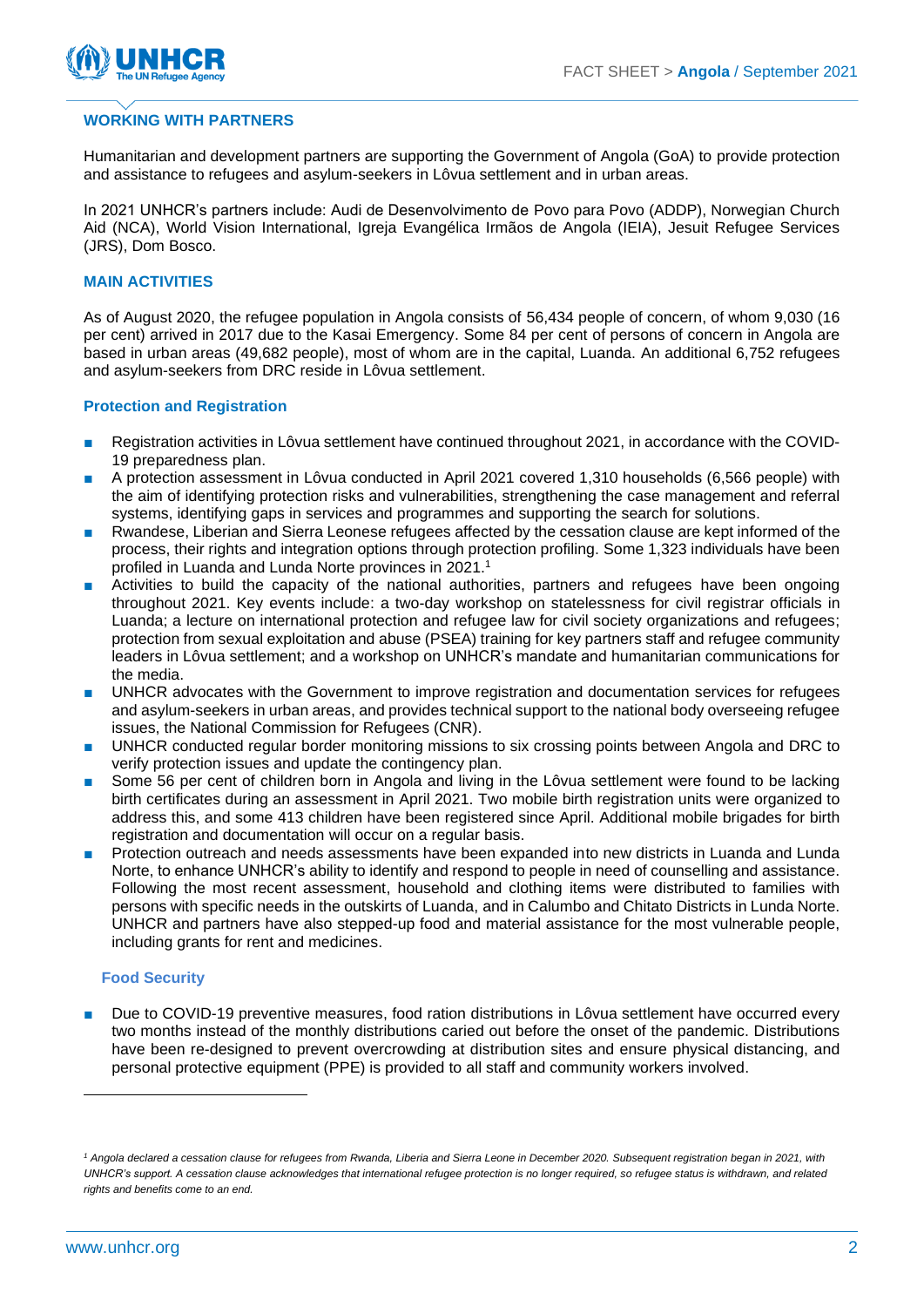## WORKING WITH PARTNERS

Humanitarian and development partners are supporting the Government of Angola (GoA) to provide protection and assistance to refugees and asylum-seekers in Lôvua settlement and in urban areas.

In 2021 UNHCR's partners include: Audi de Desenvolvimento de Povo para Povo (ADDP), Norwegian Church Aid (NCA), World Vision International, Igreja Evangélica Irmãos de Angola (IEIA), Jesuit Refugee Services (JRS), Dom Bosco.

## MAIN ACTIVITIES

As of August 2020, the refugee population in Angola consists of 56,434 people of concern, of whom 9,030 (16 per cent) arrived in 2017 due to the Kasai Emergency. Some 84 per cent of persons of concern in Angola are based in urban areas (49,682 people), most of whom are in the capital, Luanda. An additional 6,752 refugees and asylum-seekers from DRC reside in Lôvua settlement.

### Protection and Registration

- Registration activities in Lôvua settlement have continued throughout 2021, in accordance with the COVID-19 preparedness plan.
- A protection assessment in Lôvua conducted in April 2021 covered 1,310 households (6,566 people) with the aim of identifying protection risks and vulnerabilities, strengthening the case management and referral systems, identifying gaps in services and programmes and supporting the search for solutions.
- Rwandese, Liberian and Sierra Leonese refugees affected by the cessation clause are kept informed of the process, their rights and integration options through protection profiling. Some 1,323 individuals have been profiled in Luanda and Lunda Norte provinces in 2021.[1]
- Activities to build the capacity of the national authorities, partners and refugees have been ongoing throughout 2021. Key events include: a two-day workshop on statelessness for civil registrar officials in Luanda; a lecture on international protection and refugee law for civil society organizations and refugees; protection from sexual exploitation and abuse (PSEA) training for key partners staff and refugee community leaders in Lôvua settlement; and a workshop on UNHCR's mandate and humanitarian communications for the media.
- UNHCR advocates with the Government to improve registration and documentation services for refugees and asylum-seekers in urban areas, and provides technical support to the national body overseeing refugee issues, the National Commission for Refugees (CNR).
- UNHCR conducted regular border monitoring missions to six crossing points between Angola and DRC to verify protection issues and update the contingency plan.
- Some 56 per cent of children born in Angola and living in the Lôvua settlement were found to be lacking birth certificates during an assessment in April 2021. Two mobile birth registration units were organized to address this, and some 413 children have been registered since April. Additional mobile brigades for birth registration and documentation will occur on a regular basis.
- Protection outreach and needs assessments have been expanded into new districts in Luanda and Lunda Norte, to enhance UNHCR's ability to identify and respond to people in need of counselling and assistance. Following the most recent assessment, household and clothing items were distributed to families with persons with specific needs in the outskirts of Luanda, and in Calumbo and Chitato Districts in Lunda Norte. UNHCR and partners have also stepped-up food and material assistance for the most vulnerable people, including grants for rent and medicines.

### Food Security

- Due to COVID-19 preventive measures, food ration distributions in Lôvua settlement have occurred every two months instead of the monthly distributions carried out before the onset of the pandemic. Distributions have been re-designed to prevent overcrowding at distribution sites and ensure physical distancing, and personal protective equipment (PPE) is provided to all staff and community workers involved.

---

*[1] Angola declared a cessation clause for refugees from Rwanda, Liberia and Sierra Leone in December 2020. Subsequent registration began in 2021, with UNHCR's support. A cessation clause acknowledges that international refugee protection is no longer required, so refugee status is withdrawn, and related rights and benefits come to an end.*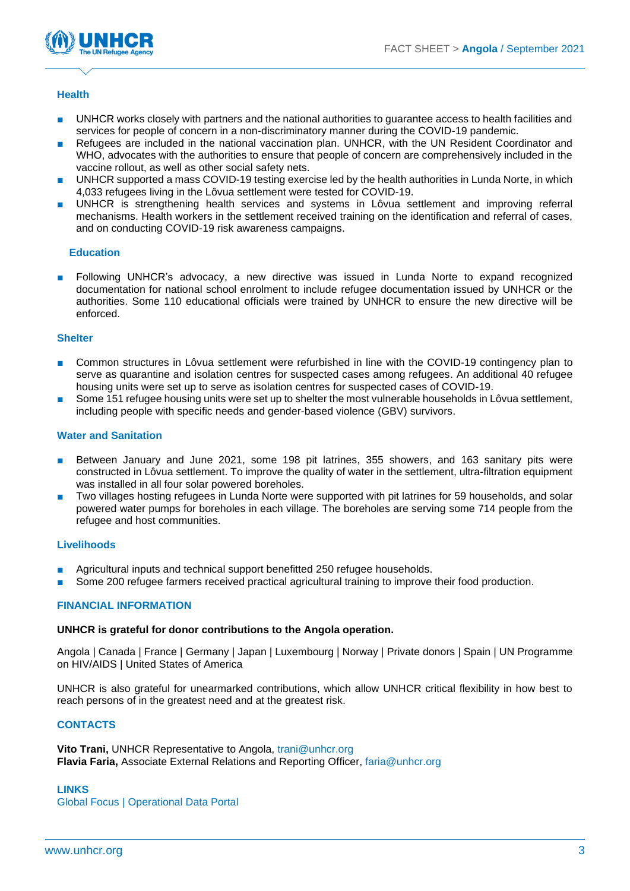### Health

- UNHCR works closely with partners and the national authorities to guarantee access to health facilities and services for people of concern in a non-discriminatory manner during the COVID-19 pandemic.
- Refugees are included in the national vaccination plan. UNHCR, with the UN Resident Coordinator and WHO, advocates with the authorities to ensure that people of concern are comprehensively included in the vaccine rollout, as well as other social safety nets.
- UNHCR supported a mass COVID-19 testing exercise led by the health authorities in Lunda Norte, in which 4,033 refugees living in the Lôvua settlement were tested for COVID-19.
- UNHCR is strengthening health services and systems in Lôvua settlement and improving referral mechanisms. Health workers in the settlement received training on the identification and referral of cases, and on conducting COVID-19 risk awareness campaigns.

### Education

- Following UNHCR's advocacy, a new directive was issued in Lunda Norte to expand recognized documentation for national school enrolment to include refugee documentation issued by UNHCR or the authorities. Some 110 educational officials were trained by UNHCR to ensure the new directive will be enforced.

### Shelter

- Common structures in Lôvua settlement were refurbished in line with the COVID-19 contingency plan to serve as quarantine and isolation centres for suspected cases among refugees. An additional 40 refugee housing units were set up to serve as isolation centres for suspected cases of COVID-19.
- Some 151 refugee housing units were set up to shelter the most vulnerable households in Lôvua settlement, including people with specific needs and gender-based violence (GBV) survivors.

### Water and Sanitation

- Between January and June 2021, some 198 pit latrines, 355 showers, and 163 sanitary pits were constructed in Lôvua settlement. To improve the quality of water in the settlement, ultra-filtration equipment was installed in all four solar powered boreholes.
- Two villages hosting refugees in Lunda Norte were supported with pit latrines for 59 households, and solar powered water pumps for boreholes in each village. The boreholes are serving some 714 people from the refugee and host communities.

### Livelihoods

- Agricultural inputs and technical support benefitted 250 refugee households.
- Some 200 refugee farmers received practical agricultural training to improve their food production.

### FINANCIAL INFORMATION

**UNHCR is grateful for donor contributions to the Angola operation.**

Angola | Canada | France | Germany | Japan | Luxembourg | Norway | Private donors | Spain | UN Programme on HIV/AIDS | United States of America

UNHCR is also grateful for unearmarked contributions, which allow UNHCR critical flexibility in how best to reach persons of in the greatest need and at the greatest risk.

### CONTACTS

**Vito Trani,** UNHCR Representative to Angola, trani@unhcr.org
**Flavia Faria,** Associate External Relations and Reporting Officer, faria@unhcr.org

### LINKS

Global Focus | Operational Data Portal